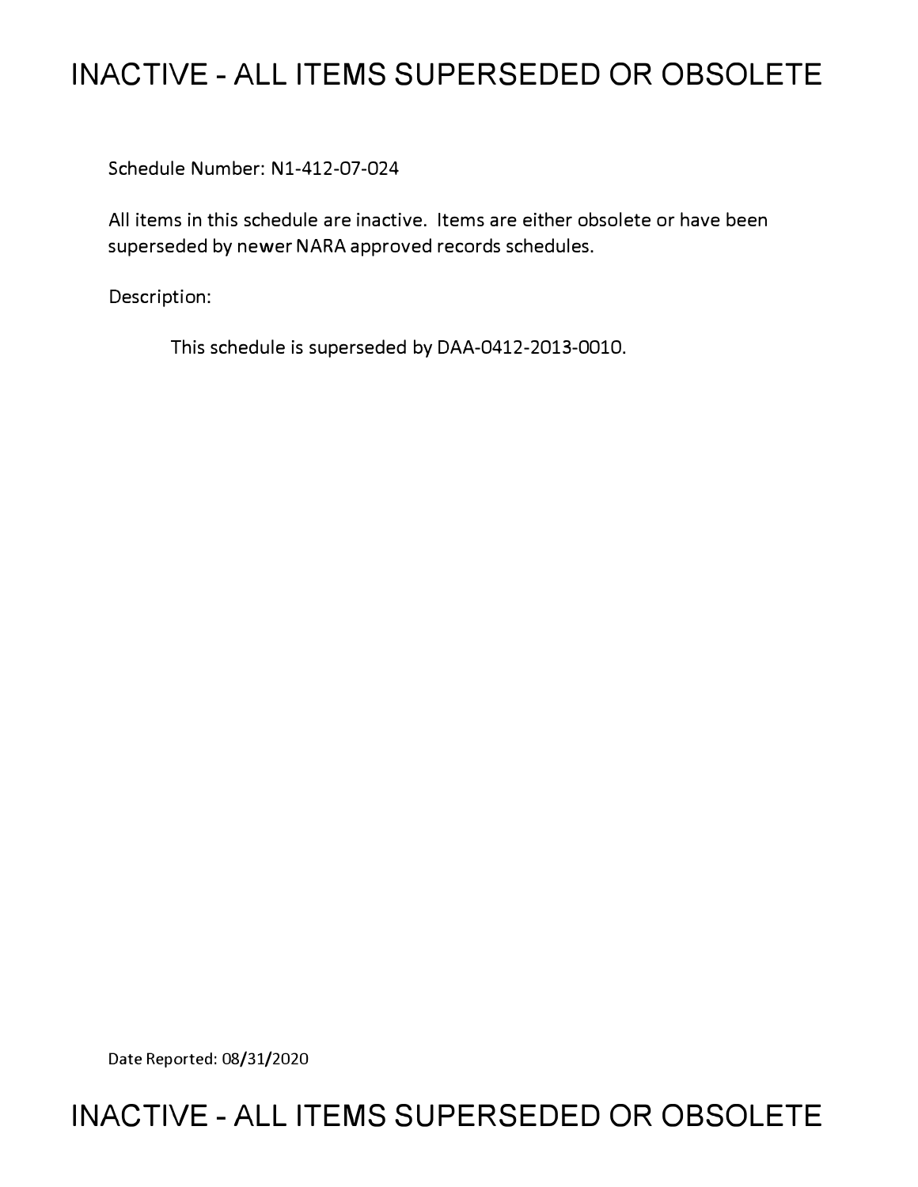# INACTIVE - ALL ITEMS SUPERSEDED OR OBSOLETE

Schedule Number: N1-412-07-024

All items in this schedule are inactive. Items are either obsolete or have been superseded by newer NARA approved records schedules.

Description:

This schedule is superseded by DAA-0412-2013-0010.

Date Reported: 08/31/2020

# INACTIVE - ALL ITEMS SUPERSEDED OR OBSOLETE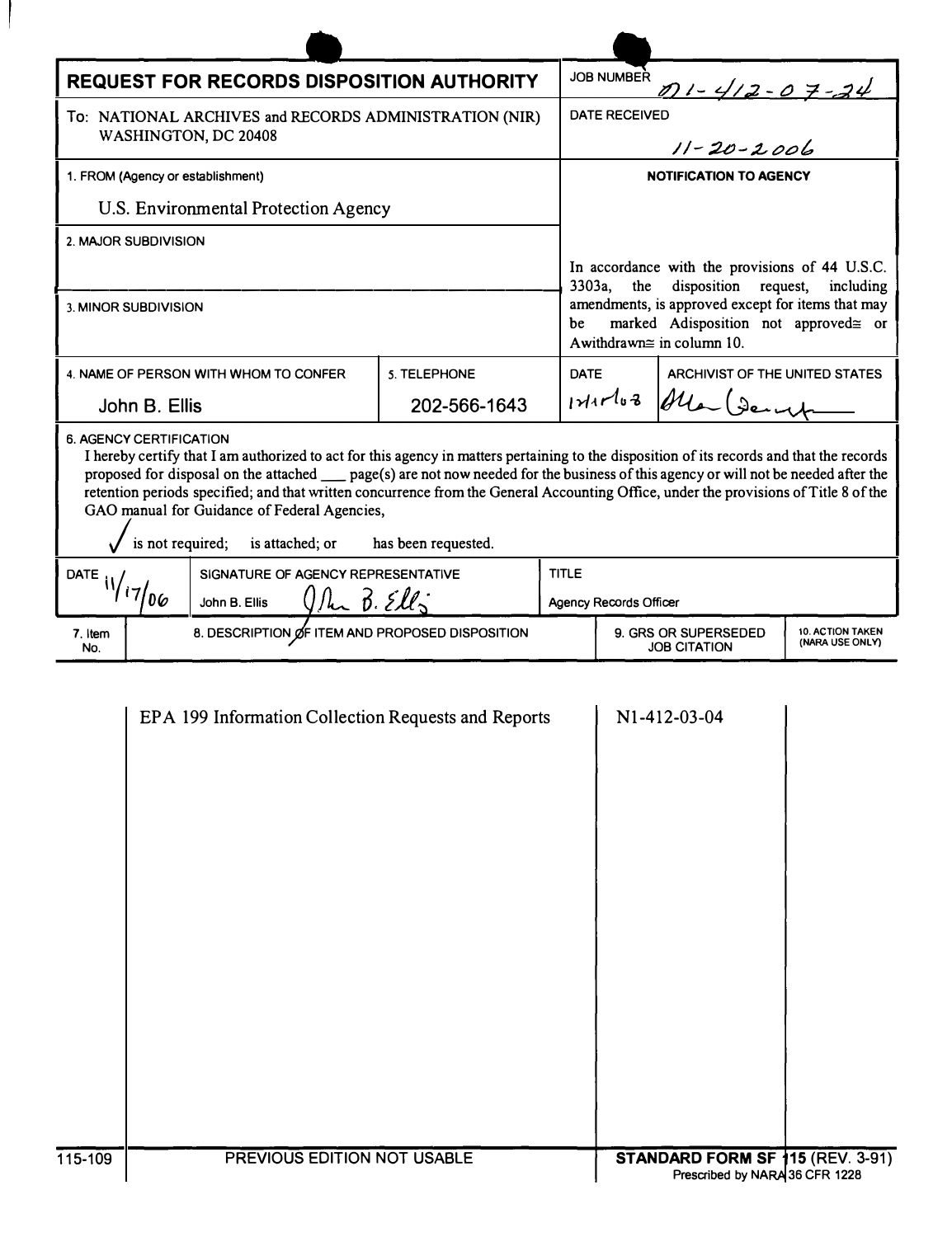# REQUEST FOR RECORDS DISPOSITION AUTHORITY

JOB NUMBER: N1-412-07-24

To: NATIONAL ARCHIVES and RECORDS ADMINISTRATION (NIR) WASHINGTON, DC 20408

DATE RECEIVED: 11-20-2006

1. FROM (Agency or establishment)

U.S. Environmental Protection Agency

2. MAJOR SUBDIVISION

3. MINOR SUBDIVISION

**NOTIFICATION TO AGENCY**

In accordance with the provisions of 44 U.S.C. 3303a, the disposition request, including amendments, is approved except for items that may be marked Adisposition not approved≅ or Awithdrawn≅ in column 10.

| 4. NAME OF PERSON WITH WHOM TO CONFER | 5. TELEPHONE | DATE | ARCHIVIST OF THE UNITED STATES |
|---|---|---|---|
| John B. Ellis | 202-566-1643 | 1/11/08 | [signature] |

6. AGENCY CERTIFICATION

I hereby certify that I am authorized to act for this agency in matters pertaining to the disposition of its records and that the records proposed for disposal on the attached ___ page(s) are not now needed for the business of this agency or will not be needed after the retention periods specified; and that written concurrence from the General Accounting Office, under the provisions of Title 8 of the GAO manual for Guidance of Federal Agencies,

✓ is not required; is attached; or has been requested.

| DATE | SIGNATURE OF AGENCY REPRESENTATIVE | TITLE |
|---|---|---|
| 11/17/06 | John B. Ellis [signature] | Agency Records Officer |

| 7. Item No. | 8. DESCRIPTION OF ITEM AND PROPOSED DISPOSITION | 9. GRS OR SUPERSEDED JOB CITATION | 10. ACTION TAKEN (NARA USE ONLY) |
|---|---|---|---|
| | EPA 199 Information Collection Requests and Reports | N1-412-03-04 | |

115-109 PREVIOUS EDITION NOT USABLE

**STANDARD FORM SF 115** (REV. 3-91)
Prescribed by NARA 36 CFR 1228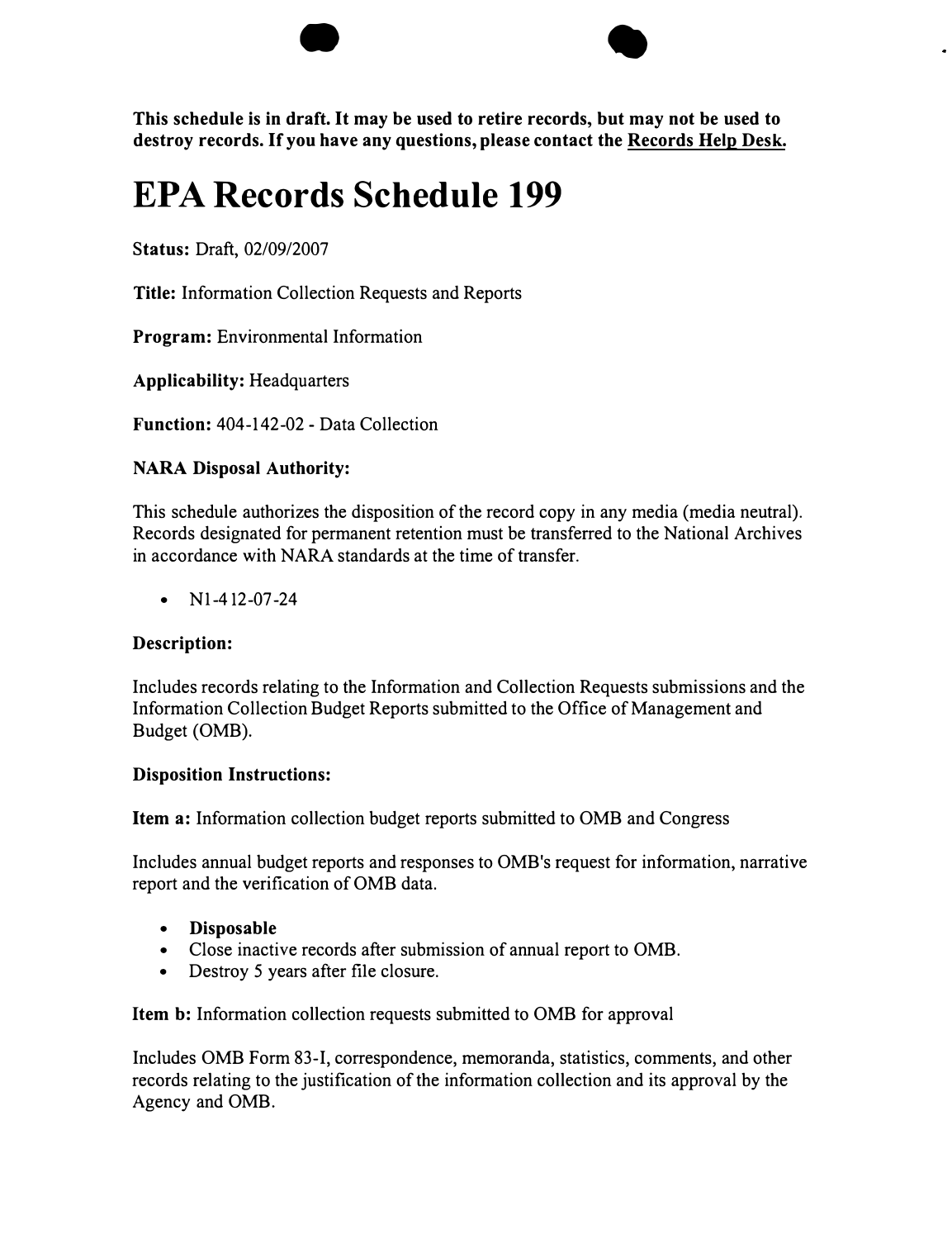**This schedule is in draft. It may be used to retire records, but may not be used to destroy records. If you have any questions, please contact the Records Help Desk.**

# EPA Records Schedule 199

**Status:** Draft, 02/09/2007

**Title:** Information Collection Requests and Reports

**Program:** Environmental Information

**Applicability:** Headquarters

**Function:** 404-142-02 - Data Collection

**NARA Disposal Authority:**

This schedule authorizes the disposition of the record copy in any media (media neutral). Records designated for permanent retention must be transferred to the National Archives in accordance with NARA standards at the time of transfer.

- N1-412-07-24

**Description:**

Includes records relating to the Information and Collection Requests submissions and the Information Collection Budget Reports submitted to the Office of Management and Budget (OMB).

**Disposition Instructions:**

**Item a:** Information collection budget reports submitted to OMB and Congress

Includes annual budget reports and responses to OMB's request for information, narrative report and the verification of OMB data.

- **Disposable**
- Close inactive records after submission of annual report to OMB.
- Destroy 5 years after file closure.

**Item b:** Information collection requests submitted to OMB for approval

Includes OMB Form 83-I, correspondence, memoranda, statistics, comments, and other records relating to the justification of the information collection and its approval by the Agency and OMB.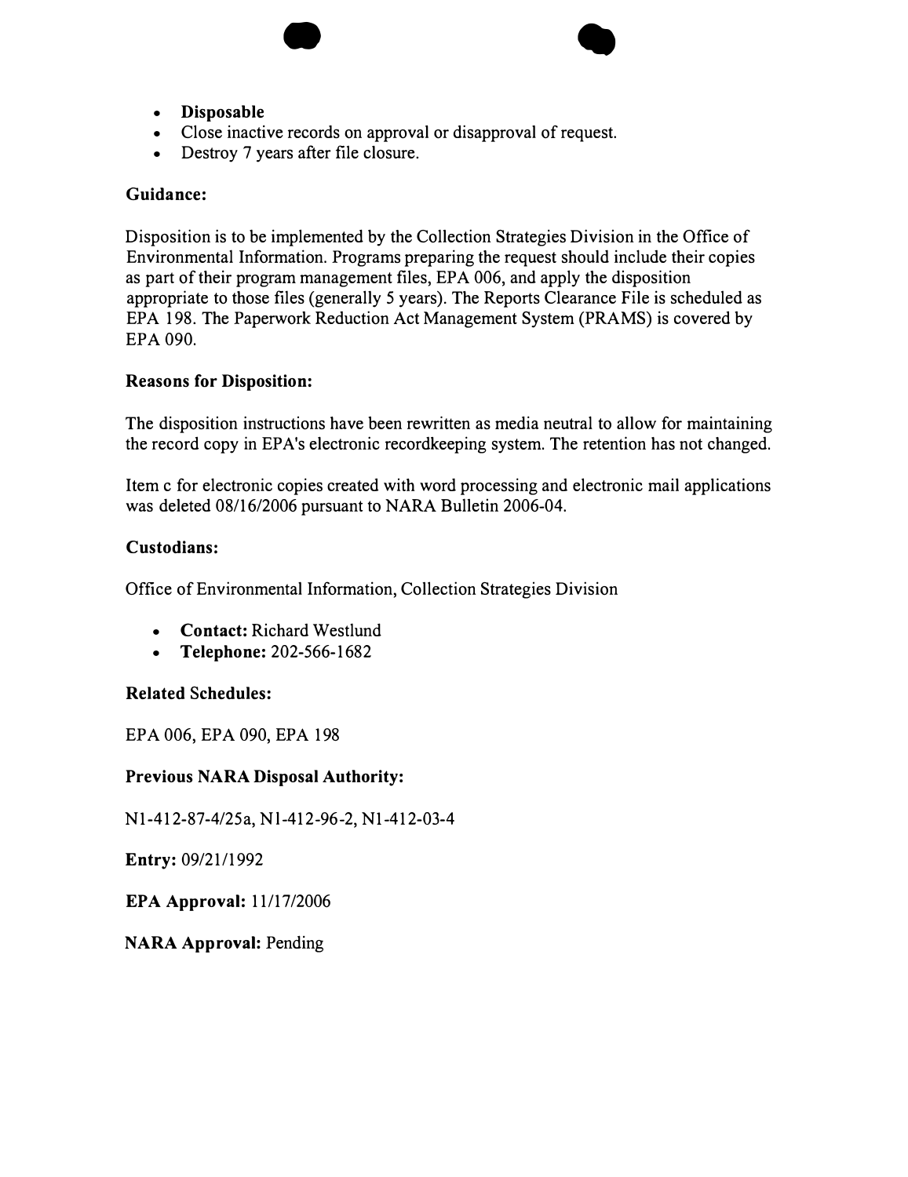- **Disposable**
- Close inactive records on approval or disapproval of request.
- Destroy 7 years after file closure.

**Guidance:**

Disposition is to be implemented by the Collection Strategies Division in the Office of Environmental Information. Programs preparing the request should include their copies as part of their program management files, EPA 006, and apply the disposition appropriate to those files (generally 5 years). The Reports Clearance File is scheduled as EPA 198. The Paperwork Reduction Act Management System (PRAMS) is covered by EPA 090.

**Reasons for Disposition:**

The disposition instructions have been rewritten as media neutral to allow for maintaining the record copy in EPA's electronic recordkeeping system. The retention has not changed.

Item c for electronic copies created with word processing and electronic mail applications was deleted 08/16/2006 pursuant to NARA Bulletin 2006-04.

**Custodians:**

Office of Environmental Information, Collection Strategies Division

- **Contact:** Richard Westlund
- **Telephone:** 202-566-1682

**Related Schedules:**

EPA 006, EPA 090, EPA 198

**Previous NARA Disposal Authority:**

N1-412-87-4/25a, N1-412-96-2, N1-412-03-4

**Entry:** 09/21/1992

**EPA Approval:** 11/17/2006

**NARA Approval:** Pending